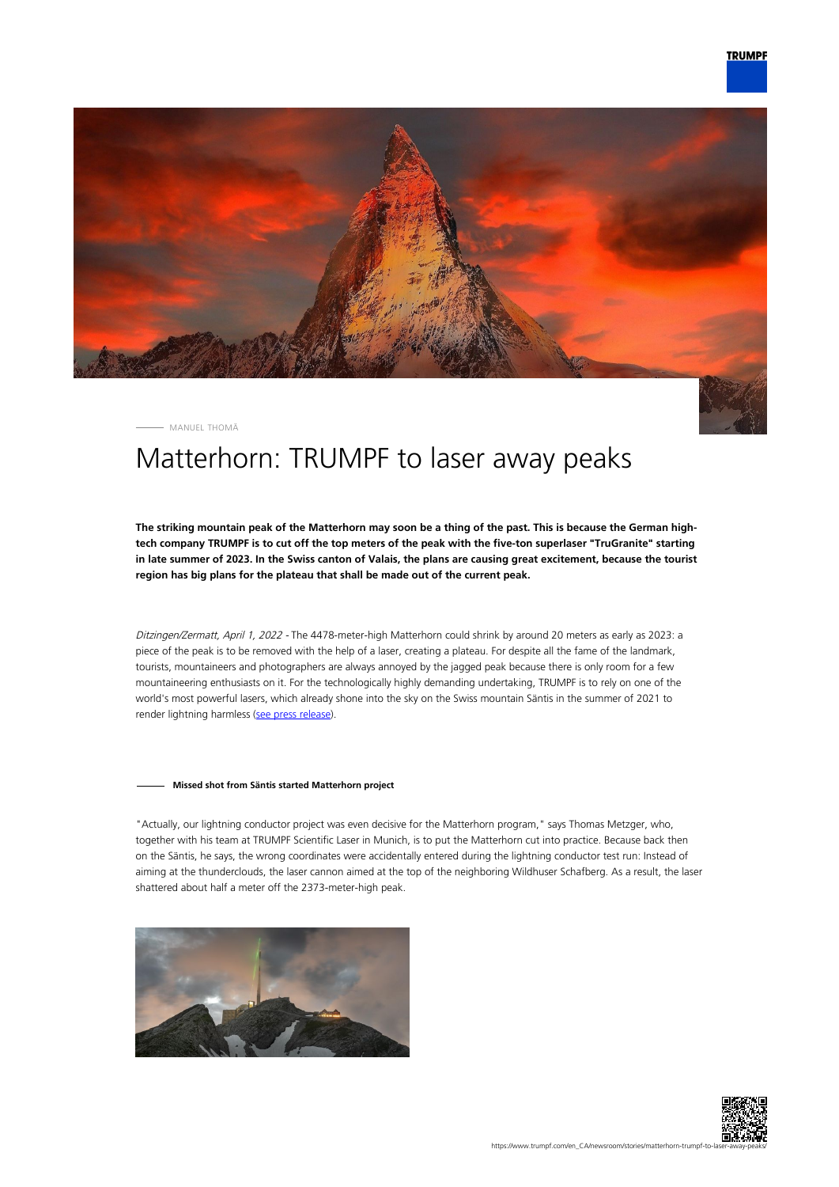MANUEL THOMÄ

# Matterhorn: TRUMPF to laser away peaks

**The striking mountain peak of the Matterhorn may soon be a thing of the past. This is because the German high-tech company TRUMPF is to cut off the top meters of the peak with the five-ton superlaser "TruGranite" starting in late summer of 2023. In the Swiss canton of Valais, the plans are causing great excitement, because the tourist region has big plans for the plateau that shall be made out of the current peak.**

*Ditzingen/Zermatt, April 1, 2022* - The 4478-meter-high Matterhorn could shrink by around 20 meters as early as 2023: a piece of the peak is to be removed with the help of a laser, creating a plateau. For despite all the fame of the landmark, tourists, mountaineers and photographers are always annoyed by the jagged peak because there is only room for a few mountaineering enthusiasts on it. For the technologically highly demanding undertaking, TRUMPF is to rely on one of the world's most powerful lasers, which already shone into the sky on the Swiss mountain Säntis in the summer of 2021 to render lightning harmless (see press release).

#### Missed shot from Säntis started Matterhorn project

"Actually, our lightning conductor project was even decisive for the Matterhorn program," says Thomas Metzger, who, together with his team at TRUMPF Scientific Laser in Munich, is to put the Matterhorn cut into practice. Because back then on the Säntis, he says, the wrong coordinates were accidentally entered during the lightning conductor test run: Instead of aiming at the thunderclouds, the laser cannon aimed at the top of the neighboring Wildhuser Schafberg. As a result, the laser shattered about half a meter off the 2373-meter-high peak.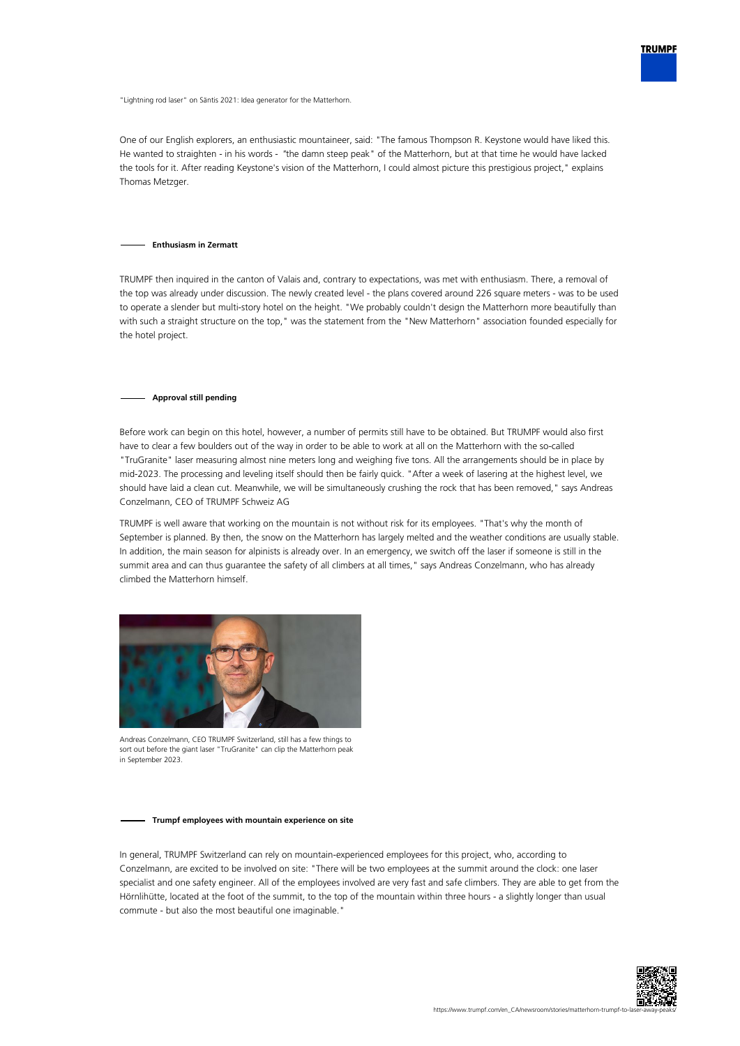"Lightning rod laser" on Säntis 2021: Idea generator for the Matterhorn.

One of our English explorers, an enthusiastic mountaineer, said: "The famous Thompson R. Keystone would have liked this. He wanted to straighten - in his words - "the damn steep peak" of the Matterhorn, but at that time he would have lacked the tools for it. After reading Keystone's vision of the Matterhorn, I could almost picture this prestigious project," explains Thomas Metzger.

### Enthusiasm in Zermatt

TRUMPF then inquired in the canton of Valais and, contrary to expectations, was met with enthusiasm. There, a removal of the top was already under discussion. The newly created level - the plans covered around 226 square meters - was to be used to operate a slender but multi-story hotel on the height. "We probably couldn't design the Matterhorn more beautifully than with such a straight structure on the top," was the statement from the "New Matterhorn" association founded especially for the hotel project.

### Approval still pending

Before work can begin on this hotel, however, a number of permits still have to be obtained. But TRUMPF would also first have to clear a few boulders out of the way in order to be able to work at all on the Matterhorn with the so-called "TruGranite" laser measuring almost nine meters long and weighing five tons. All the arrangements should be in place by mid-2023. The processing and leveling itself should then be fairly quick. "After a week of lasering at the highest level, we should have laid a clean cut. Meanwhile, we will be simultaneously crushing the rock that has been removed," says Andreas Conzelmann, CEO of TRUMPF Schweiz AG

TRUMPF is well aware that working on the mountain is not without risk for its employees. "That's why the month of September is planned. By then, the snow on the Matterhorn has largely melted and the weather conditions are usually stable. In addition, the main season for alpinists is already over. In an emergency, we switch off the laser if someone is still in the summit area and can thus guarantee the safety of all climbers at all times," says Andreas Conzelmann, who has already climbed the Matterhorn himself.

Andreas Conzelmann, CEO TRUMPF Switzerland, still has a few things to sort out before the giant laser "TruGranite" can clip the Matterhorn peak in September 2023.

### Trumpf employees with mountain experience on site

In general, TRUMPF Switzerland can rely on mountain-experienced employees for this project, who, according to Conzelmann, are excited to be involved on site: "There will be two employees at the summit around the clock: one laser specialist and one safety engineer. All of the employees involved are very fast and safe climbers. They are able to get from the Hörnlihütte, located at the foot of the summit, to the top of the mountain within three hours - a slightly longer than usual commute - but also the most beautiful one imaginable."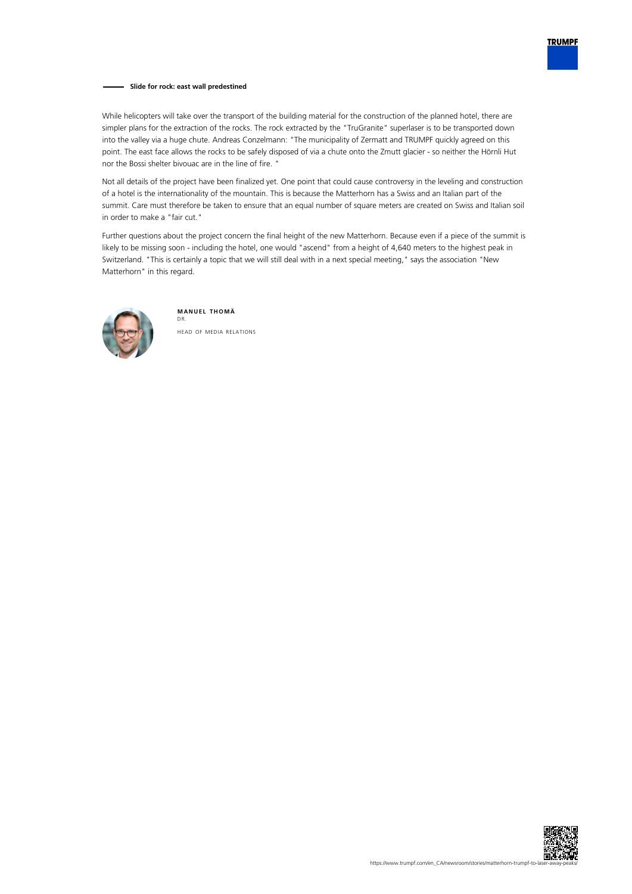## Slide for rock: east wall predestined

While helicopters will take over the transport of the building material for the construction of the planned hotel, there are simpler plans for the extraction of the rocks. The rock extracted by the "TruGranite" superlaser is to be transported down into the valley via a huge chute. Andreas Conzelmann: "The municipality of Zermatt and TRUMPF quickly agreed on this point. The east face allows the rocks to be safely disposed of via a chute onto the Zmutt glacier - so neither the Hörnli Hut nor the Bossi shelter bivouac are in the line of fire. "

Not all details of the project have been finalized yet. One point that could cause controversy in the leveling and construction of a hotel is the internationality of the mountain. This is because the Matterhorn has a Swiss and an Italian part of the summit. Care must therefore be taken to ensure that an equal number of square meters are created on Swiss and Italian soil in order to make a "fair cut."

Further questions about the project concern the final height of the new Matterhorn. Because even if a piece of the summit is likely to be missing soon - including the hotel, one would "ascend" from a height of 4,640 meters to the highest peak in Switzerland. "This is certainly a topic that we will still deal with in a next special meeting," says the association "New Matterhorn" in this regard.

**MANUEL THOMÄ**
DR.
HEAD OF MEDIA RELATIONS

https://www.trumpf.com/en_CA/newsroom/stories/matterhorn-trumpf-to-laser-away-peaks/